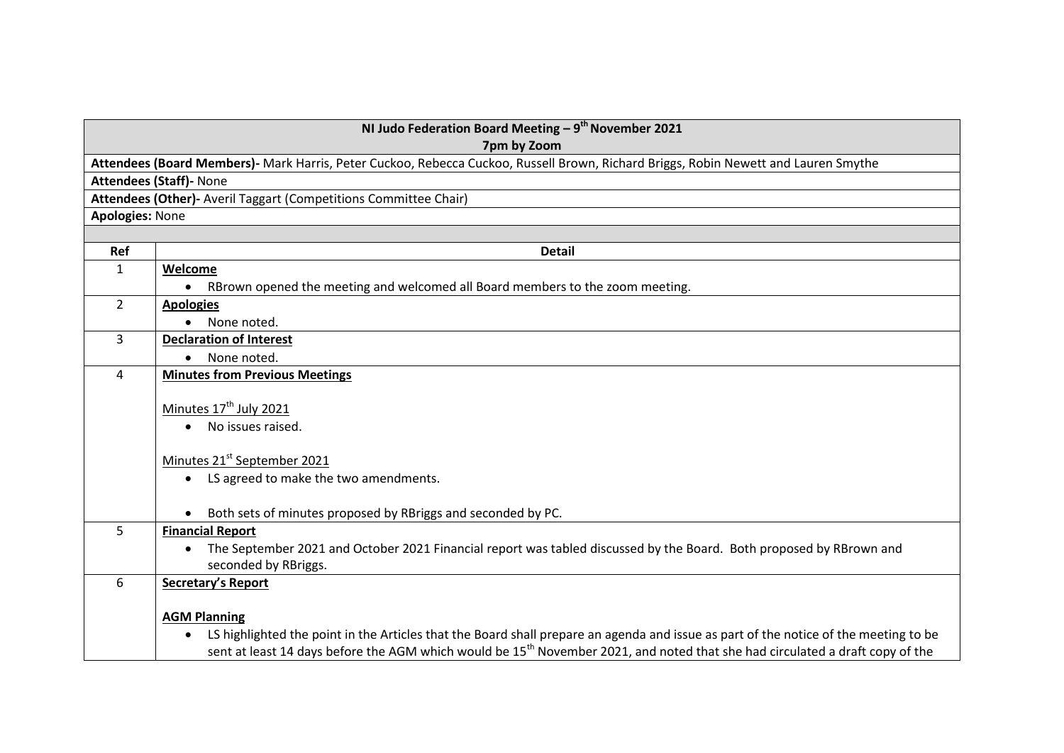| NI Judo Federation Board Meeting – 9th November 2021<br>7pm by Zoom | |
|---|---|
| **Attendees (Board Members)-** Mark Harris, Peter Cuckoo, Rebecca Cuckoo, Russell Brown, Richard Briggs, Robin Newett and Lauren Smythe | |
| **Attendees (Staff)-** None | |
| **Attendees (Other)-** Averil Taggart (Competitions Committee Chair) | |
| **Apologies:** None | |
| | |
| **Ref** | **Detail** |
| 1 | **Welcome**<br>• RBrown opened the meeting and welcomed all Board members to the zoom meeting. |
| 2 | **Apologies**<br>• None noted. |
| 3 | **Declaration of Interest**<br>• None noted. |
| 4 | **Minutes from Previous Meetings**<br><br>Minutes 17th July 2021<br>• No issues raised.<br><br>Minutes 21st September 2021<br>• LS agreed to make the two amendments.<br><br>• Both sets of minutes proposed by RBriggs and seconded by PC. |
| 5 | **Financial Report**<br>• The September 2021 and October 2021 Financial report was tabled discussed by the Board. Both proposed by RBrown and seconded by RBriggs. |
| 6 | **Secretary's Report**<br><br>**AGM Planning**<br>• LS highlighted the point in the Articles that the Board shall prepare an agenda and issue as part of the notice of the meeting to be sent at least 14 days before the AGM which would be 15th November 2021, and noted that she had circulated a draft copy of the |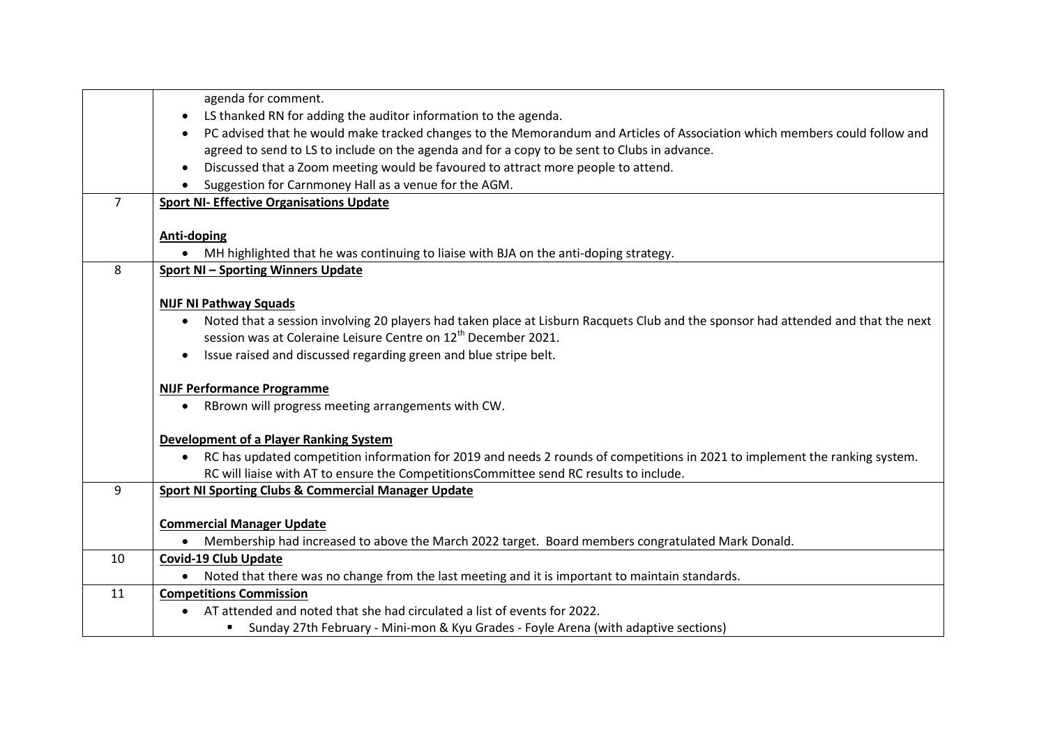| | |
|---|---|
| | agenda for comment.<br>• LS thanked RN for adding the auditor information to the agenda.<br>• PC advised that he would make tracked changes to the Memorandum and Articles of Association which members could follow and agreed to send to LS to include on the agenda and for a copy to be sent to Clubs in advance.<br>• Discussed that a Zoom meeting would be favoured to attract more people to attend.<br>• Suggestion for Carnmoney Hall as a venue for the AGM. |
| 7 | **Sport NI- Effective Organisations Update**<br><br>**Anti-doping**<br>• MH highlighted that he was continuing to liaise with BJA on the anti-doping strategy. |
| 8 | **Sport NI – Sporting Winners Update**<br><br>**NIJF NI Pathway Squads**<br>• Noted that a session involving 20 players had taken place at Lisburn Racquets Club and the sponsor had attended and that the next session was at Coleraine Leisure Centre on 12th December 2021.<br>• Issue raised and discussed regarding green and blue stripe belt.<br><br>**NIJF Performance Programme**<br>• RBrown will progress meeting arrangements with CW.<br><br>**Development of a Player Ranking System**<br>• RC has updated competition information for 2019 and needs 2 rounds of competitions in 2021 to implement the ranking system. RC will liaise with AT to ensure the CompetitionsCommittee send RC results to include. |
| 9 | **Sport NI Sporting Clubs & Commercial Manager Update**<br><br>**Commercial Manager Update**<br>• Membership had increased to above the March 2022 target. Board members congratulated Mark Donald. |
| 10 | **Covid-19 Club Update**<br>• Noted that there was no change from the last meeting and it is important to maintain standards. |
| 11 | **Competitions Commission**<br>• AT attended and noted that she had circulated a list of events for 2022.<br>    ▪ Sunday 27th February - Mini-mon & Kyu Grades - Foyle Arena (with adaptive sections) |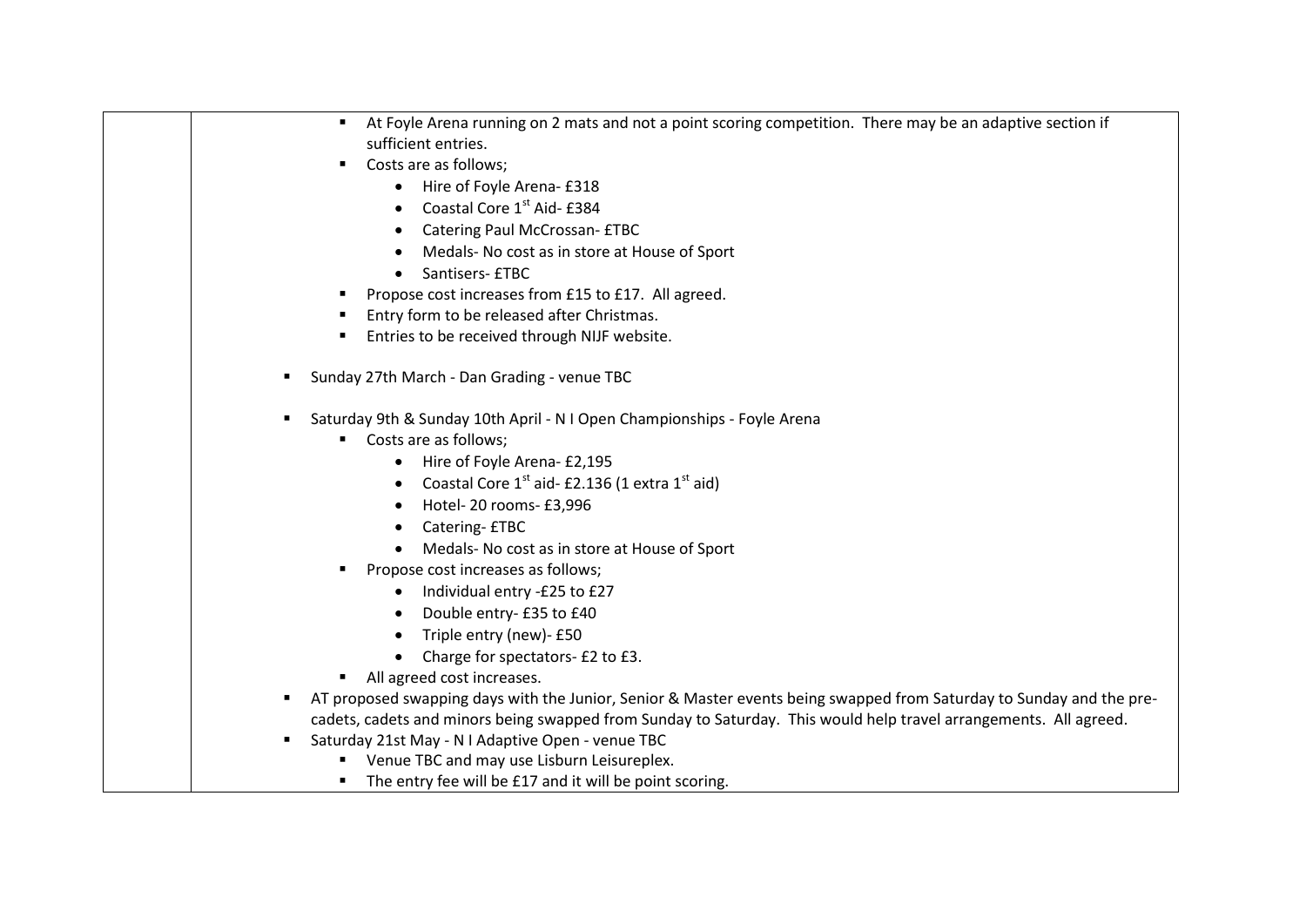- At Foyle Arena running on 2 mats and not a point scoring competition. There may be an adaptive section if sufficient entries.
- Costs are as follows;
  - Hire of Foyle Arena- £318
  - Coastal Core 1st Aid- £384
  - Catering Paul McCrossan- £TBC
  - Medals- No cost as in store at House of Sport
  - Santisers- £TBC
- Propose cost increases from £15 to £17. All agreed.
- Entry form to be released after Christmas.
- Entries to be received through NIJF website.

- Sunday 27th March - Dan Grading - venue TBC

- Saturday 9th & Sunday 10th April - N I Open Championships - Foyle Arena
  - Costs are as follows;
    - Hire of Foyle Arena- £2,195
    - Coastal Core 1st aid- £2.136 (1 extra 1st aid)
    - Hotel- 20 rooms- £3,996
    - Catering- £TBC
    - Medals- No cost as in store at House of Sport
  - Propose cost increases as follows;
    - Individual entry -£25 to £27
    - Double entry- £35 to £40
    - Triple entry (new)- £50
    - Charge for spectators- £2 to £3.
  - All agreed cost increases.
- AT proposed swapping days with the Junior, Senior & Master events being swapped from Saturday to Sunday and the pre-cadets, cadets and minors being swapped from Sunday to Saturday. This would help travel arrangements. All agreed.
- Saturday 21st May - N I Adaptive Open - venue TBC
  - Venue TBC and may use Lisburn Leisureplex.
  - The entry fee will be £17 and it will be point scoring.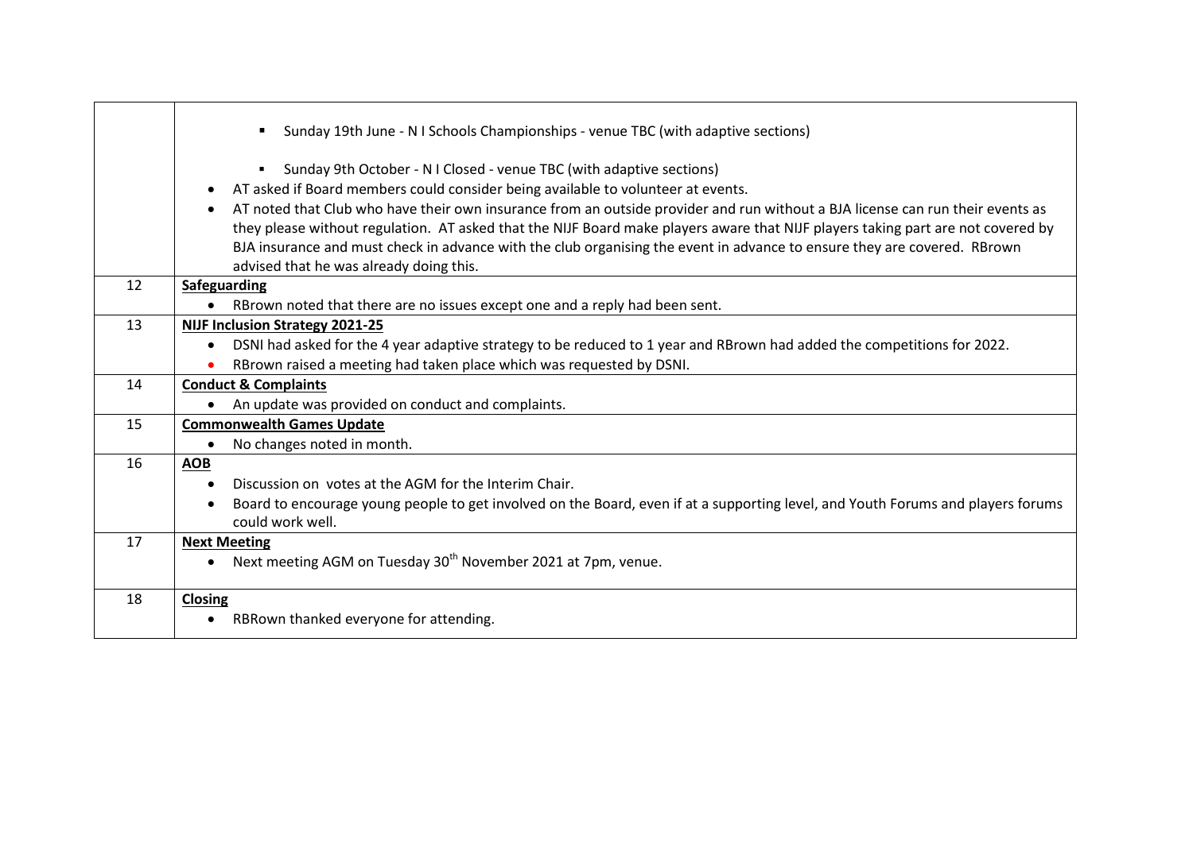| | |
|---|---|
| | ▪ Sunday 19th June - N I Schools Championships - venue TBC (with adaptive sections)<br><br>▪ Sunday 9th October - N I Closed - venue TBC (with adaptive sections)<br>• AT asked if Board members could consider being available to volunteer at events.<br>• AT noted that Club who have their own insurance from an outside provider and run without a BJA license can run their events as they please without regulation. AT asked that the NIJF Board make players aware that NIJF players taking part are not covered by BJA insurance and must check in advance with the club organising the event in advance to ensure they are covered. RBrown advised that he was already doing this. |
| 12 | **Safeguarding**<br>• RBrown noted that there are no issues except one and a reply had been sent. |
| 13 | **NIJF Inclusion Strategy 2021-25**<br>• DSNI had asked for the 4 year adaptive strategy to be reduced to 1 year and RBrown had added the competitions for 2022.<br>• RBrown raised a meeting had taken place which was requested by DSNI. |
| 14 | **Conduct & Complaints**<br>• An update was provided on conduct and complaints. |
| 15 | **Commonwealth Games Update**<br>• No changes noted in month. |
| 16 | **AOB**<br>• Discussion on votes at the AGM for the Interim Chair.<br>• Board to encourage young people to get involved on the Board, even if at a supporting level, and Youth Forums and players forums could work well. |
| 17 | **Next Meeting**<br>• Next meeting AGM on Tuesday 30th November 2021 at 7pm, venue. |
| 18 | **Closing**<br>• RBRown thanked everyone for attending. |